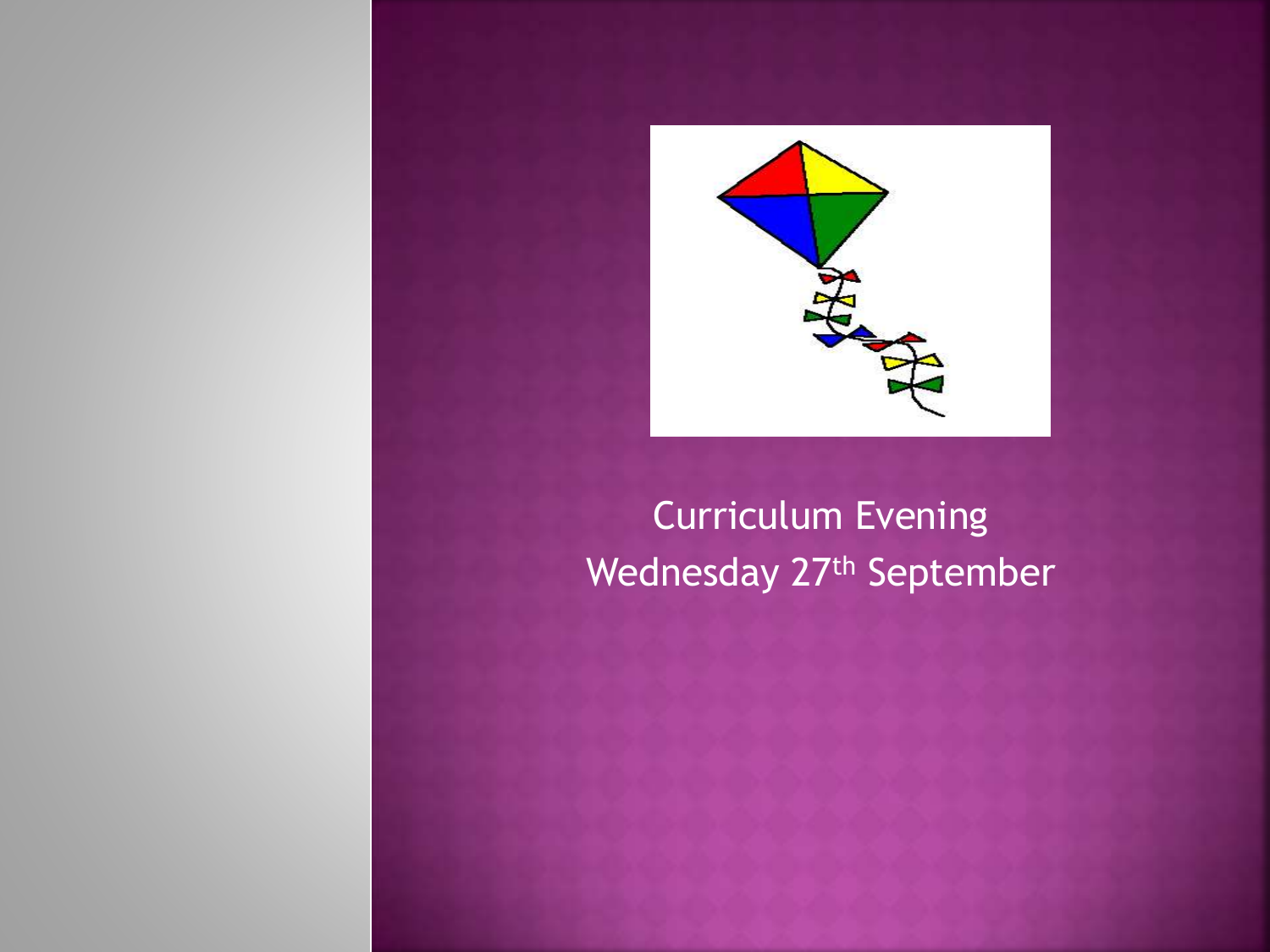# Curriculum Evening

Wednesday 27th September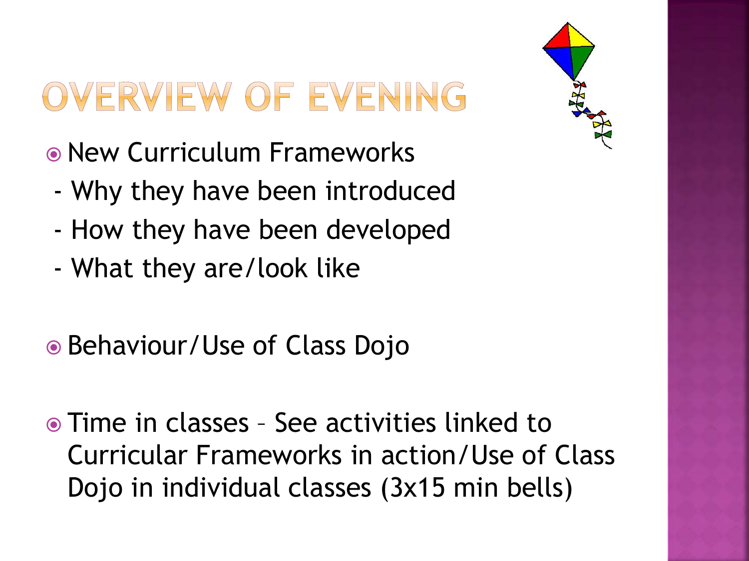# OVERVIEW OF EVENING

- New Curriculum Frameworks
  - Why they have been introduced
  - How they have been developed
  - What they are/look like

- Behaviour/Use of Class Dojo

- Time in classes – See activities linked to Curricular Frameworks in action/Use of Class Dojo in individual classes (3x15 min bells)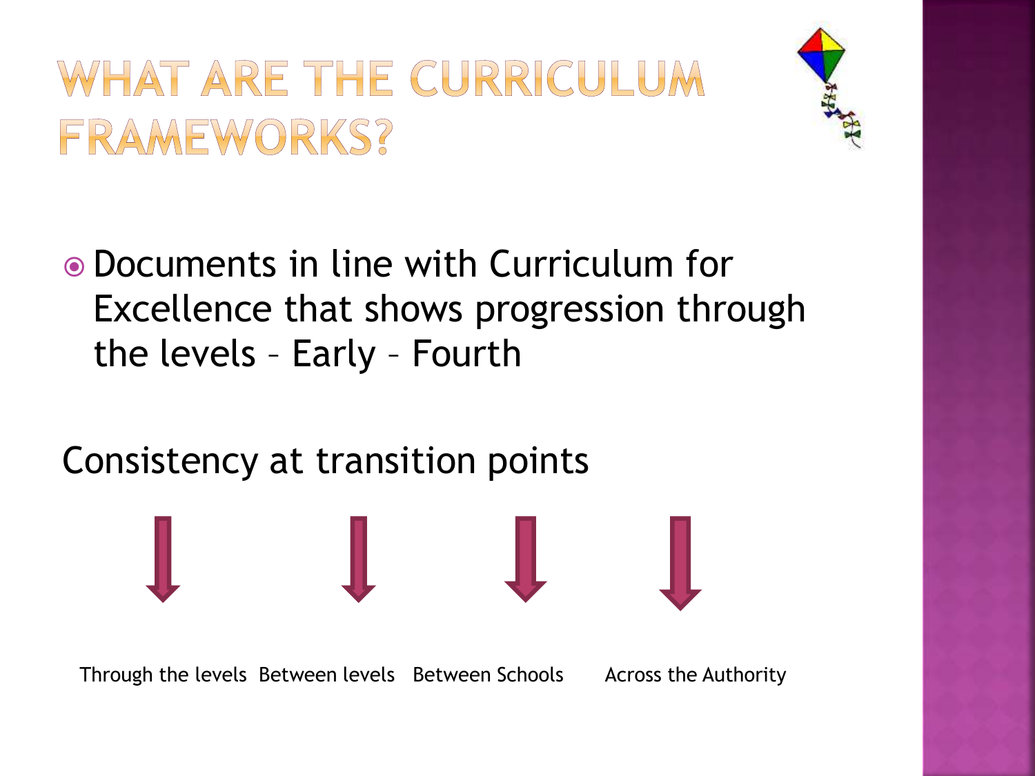# WHAT ARE THE CURRICULUM FRAMEWORKS?

- Documents in line with Curriculum for Excellence that shows progression through the levels – Early – Fourth

Consistency at transition points

Through the levels | Between levels | Between Schools | Across the Authority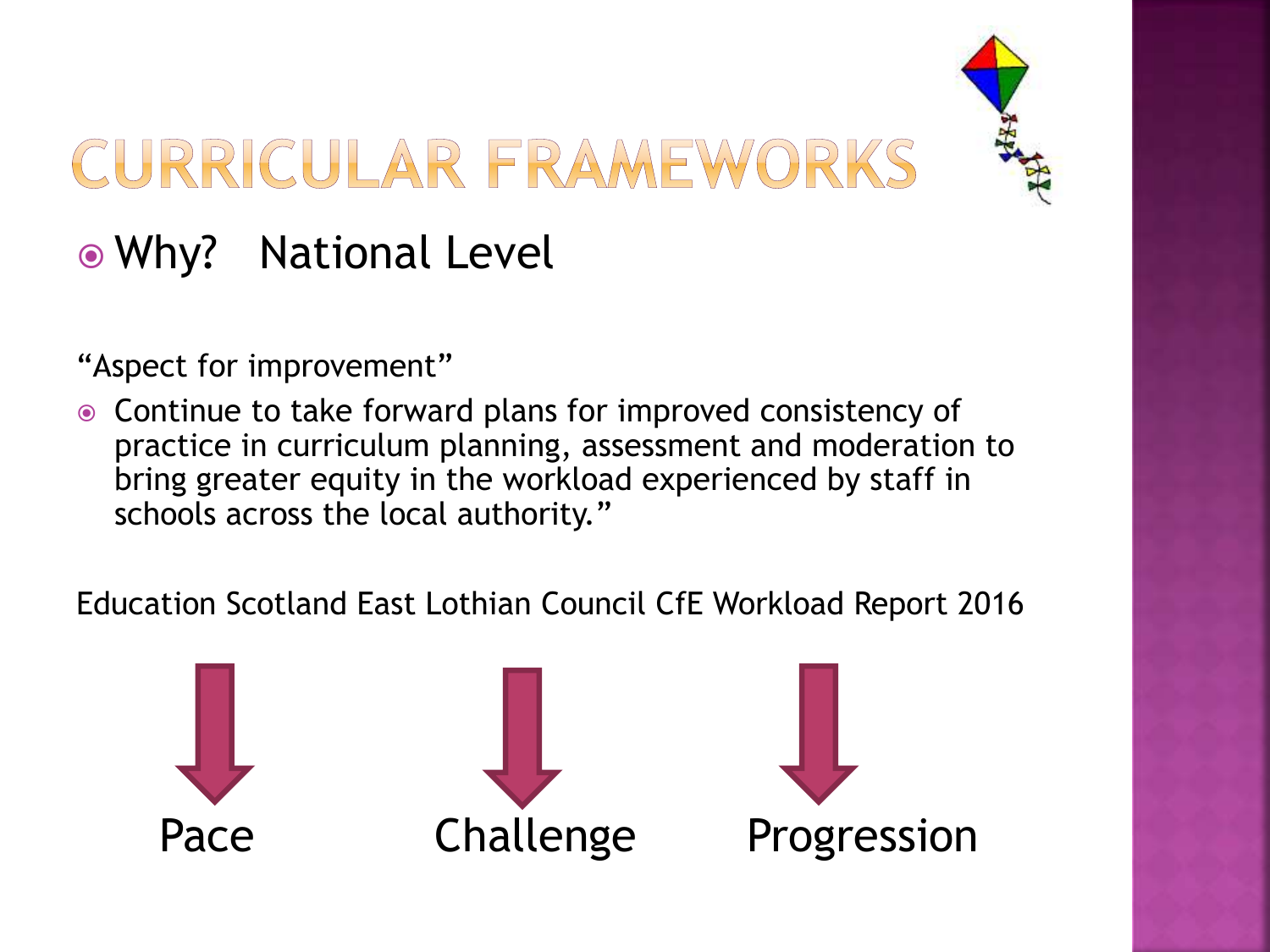# CURRICULAR FRAMEWORKS

- Why? National Level

"Aspect for improvement"

- Continue to take forward plans for improved consistency of practice in curriculum planning, assessment and moderation to bring greater equity in the workload experienced by staff in schools across the local authority."

Education Scotland East Lothian Council CfE Workload Report 2016

Pace

Challenge

Progression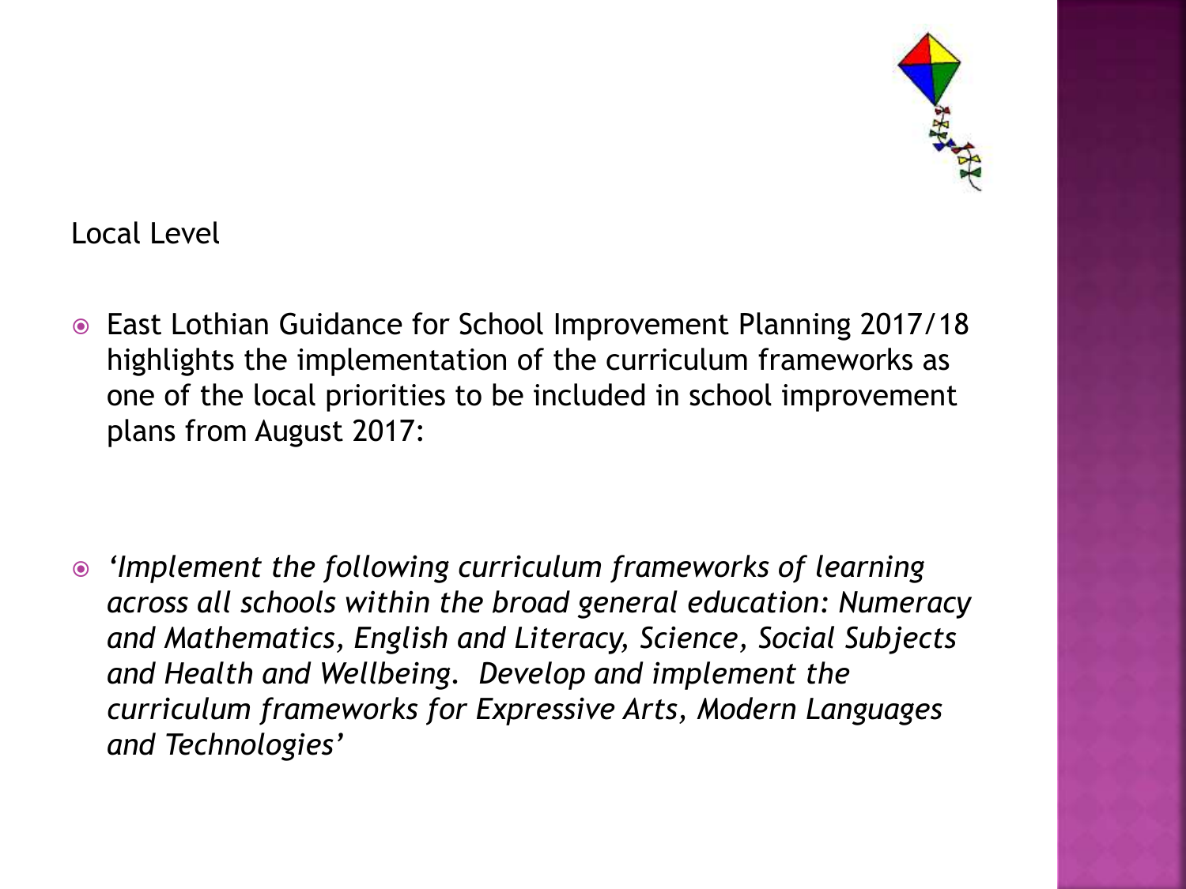## Local Level

- East Lothian Guidance for School Improvement Planning 2017/18 highlights the implementation of the curriculum frameworks as one of the local priorities to be included in school improvement plans from August 2017:

- *'Implement the following curriculum frameworks of learning across all schools within the broad general education: Numeracy and Mathematics, English and Literacy, Science, Social Subjects and Health and Wellbeing. Develop and implement the curriculum frameworks for Expressive Arts, Modern Languages and Technologies'*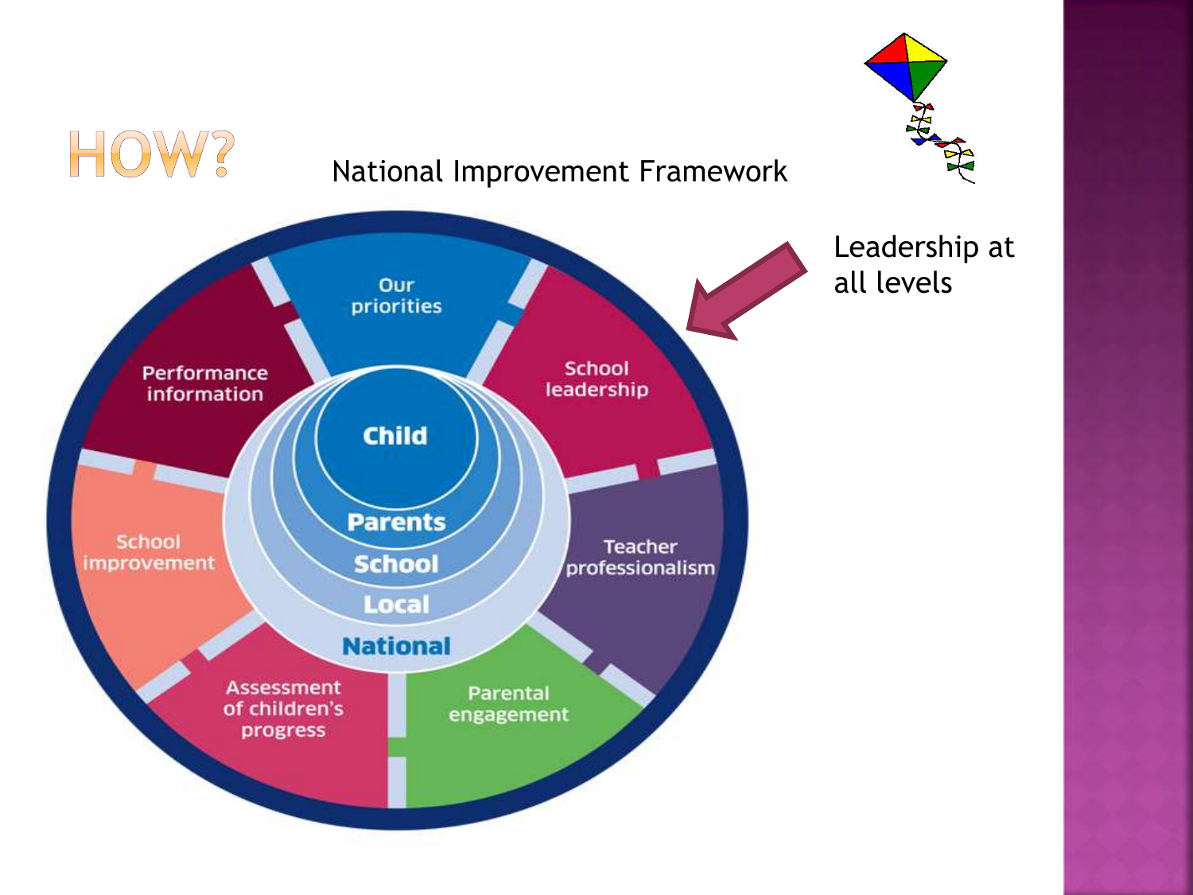# HOW?

National Improvement Framework

Our priorities

School leadership

Teacher professionalism

Parental engagement

Assessment of children's progress

School improvement

Performance information

Child

Parents

School

Local

National

Leadership at all levels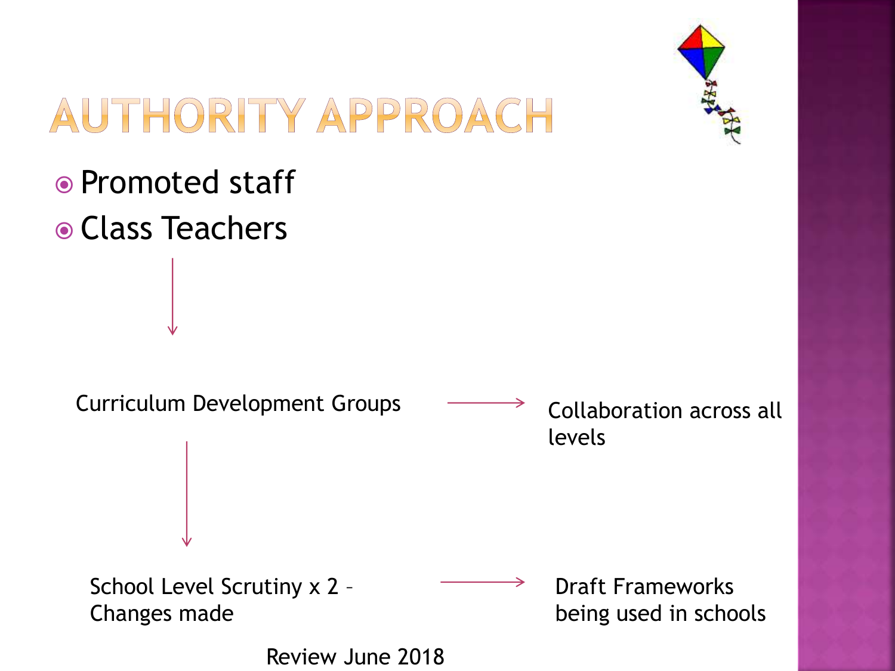# AUTHORITY APPROACH

- Promoted staff
- Class Teachers

↓

Curriculum Development Groups → Collaboration across all levels

↓

School Level Scrutiny x 2 – Changes made → Draft Frameworks being used in schools

Review June 2018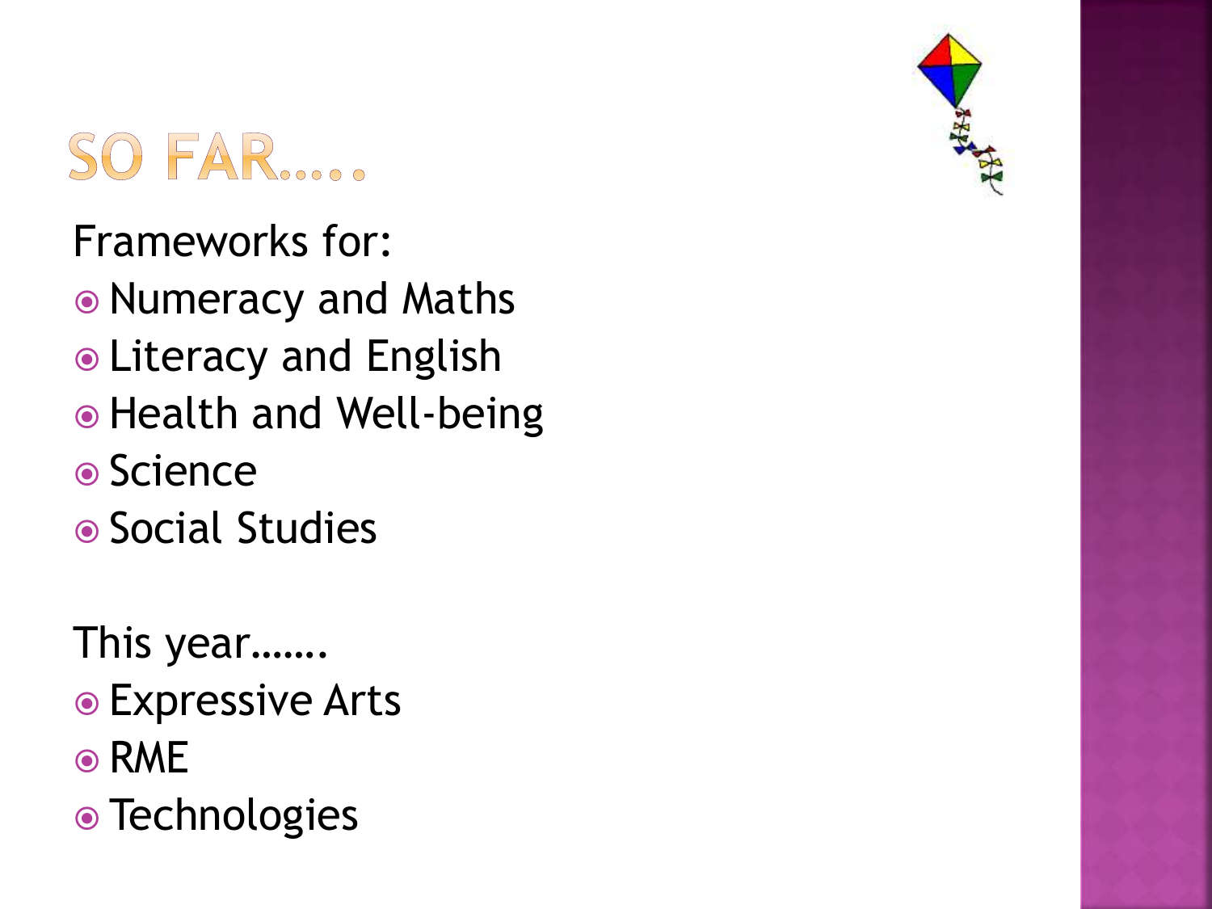# SO FAR…..

Frameworks for:

- Numeracy and Maths
- Literacy and English
- Health and Well-being
- Science
- Social Studies

This year…….

- Expressive Arts
- RME
- Technologies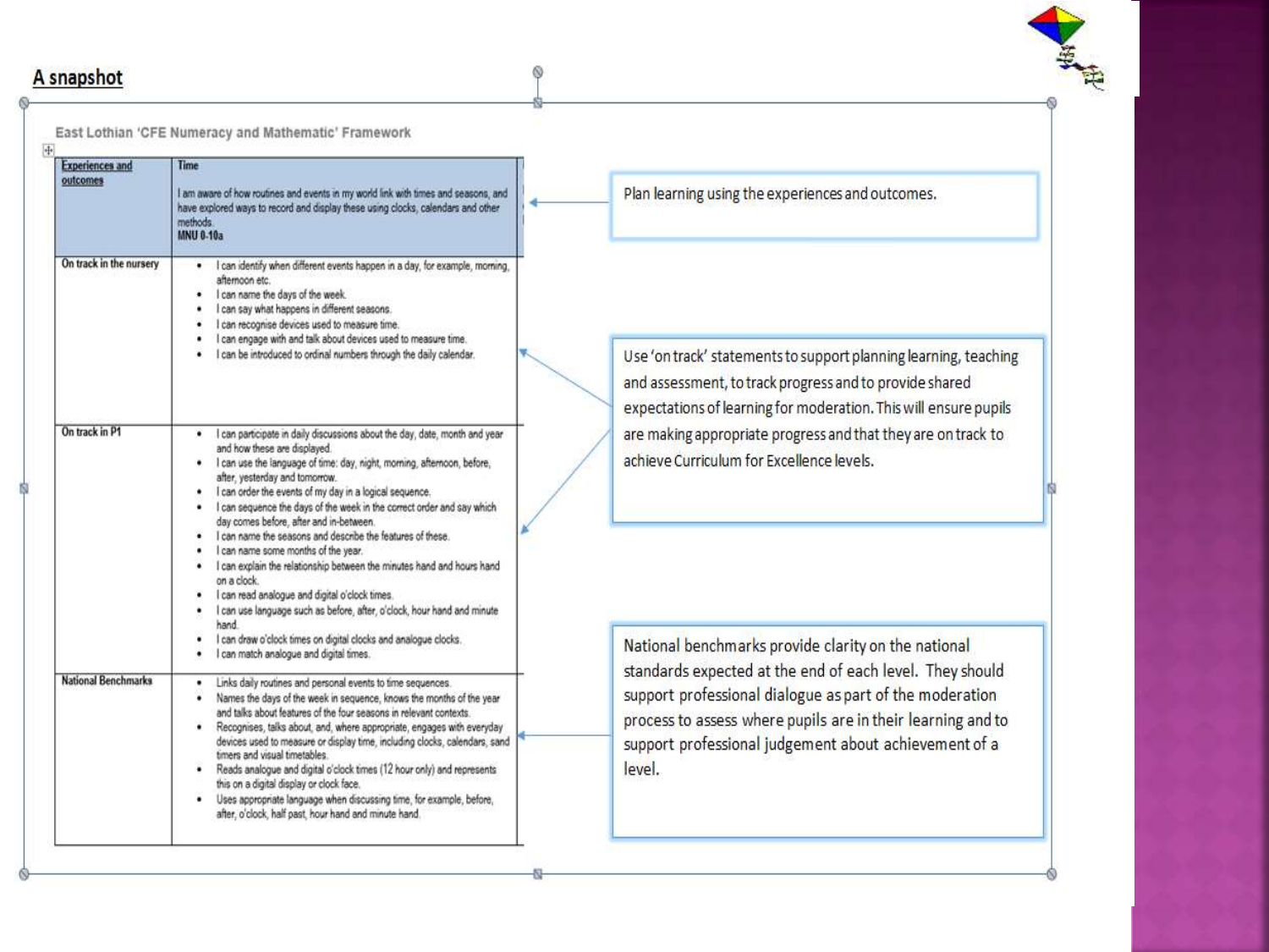## A snapshot

East Lothian 'CFE Numeracy and Mathematic' Framework

| Experiences and outcomes | Time<br><br>I am aware of how routines and events in my world link with times and seasons, and have explored ways to record and display these using clocks, calendars and other methods.<br>**MNU 0-10a** |
|---|---|
| On track in the nursery | • I can identify when different events happen in a day, for example, morning, afternoon etc.<br>• I can name the days of the week.<br>• I can say what happens in different seasons.<br>• I can recognise devices used to measure time.<br>• I can engage with and talk about devices used to measure time.<br>• I can be introduced to ordinal numbers through the daily calendar. |
| On track in P1 | • I can participate in daily discussions about the day, date, month and year and how these are displayed.<br>• I can use the language of time: day, night, morning, afternoon, before, after, yesterday and tomorrow.<br>• I can order the events of my day in a logical sequence.<br>• I can sequence the days of the week in the correct order and say which day comes before, after and in-between.<br>• I can name the seasons and describe the features of these.<br>• I can name some months of the year.<br>• I can explain the relationship between the minutes hand and hours hand on a clock.<br>• I can read analogue and digital o'clock times.<br>• I can use language such as before, after, o'clock, hour hand and minute hand.<br>• I can draw o'clock times on digital clocks and analogue clocks.<br>• I can match analogue and digital times. |
| National Benchmarks | • Links daily routines and personal events to time sequences.<br>• Names the days of the week in sequence, knows the months of the year and talks about features of the four seasons in relevant contexts.<br>• Recognises, talks about, and, where appropriate, engages with everyday devices used to measure or display time, including clocks, calendars, sand timers and visual timetables.<br>• Reads analogue and digital o'clock times (12 hour only) and represents this on a digital display or clock face.<br>• Uses appropriate language when discussing time, for example, before, after, o'clock, half past, hour hand and minute hand. |

Plan learning using the experiences and outcomes.

Use 'on track' statements to support planning learning, teaching and assessment, to track progress and to provide shared expectations of learning for moderation. This will ensure pupils are making appropriate progress and that they are on track to achieve Curriculum for Excellence levels.

National benchmarks provide clarity on the national standards expected at the end of each level. They should support professional dialogue as part of the moderation process to assess where pupils are in their learning and to support professional judgement about achievement of a level.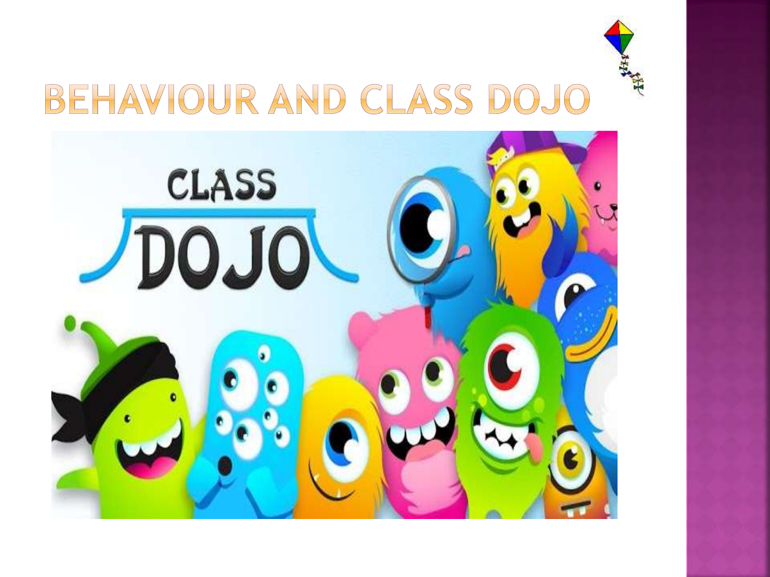# BEHAVIOUR AND CLASS DOJO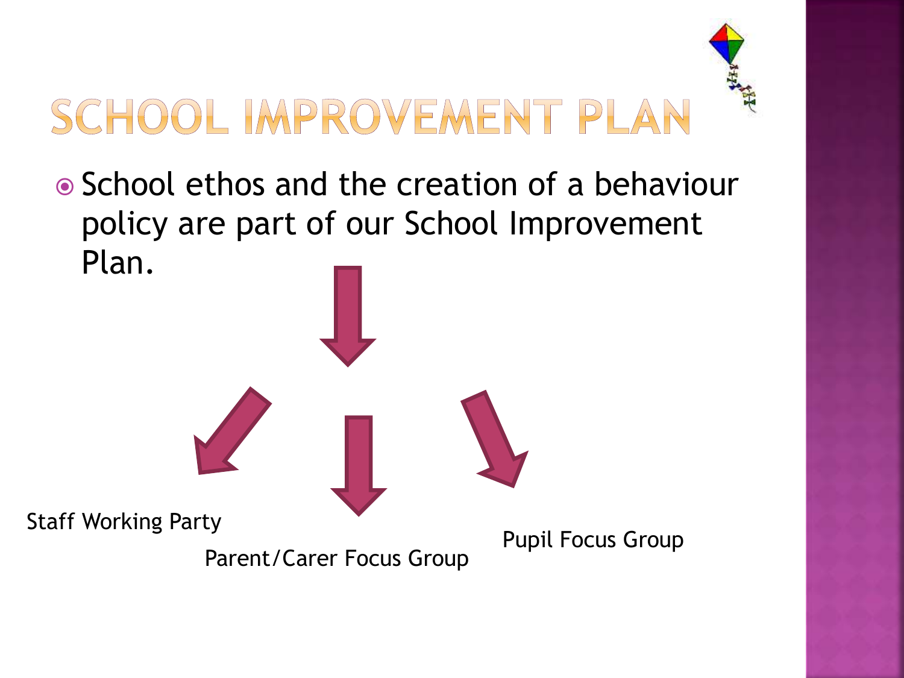# SCHOOL IMPROVEMENT PLAN

- School ethos and the creation of a behaviour policy are part of our School Improvement Plan.

Staff Working Party

Parent/Carer Focus Group

Pupil Focus Group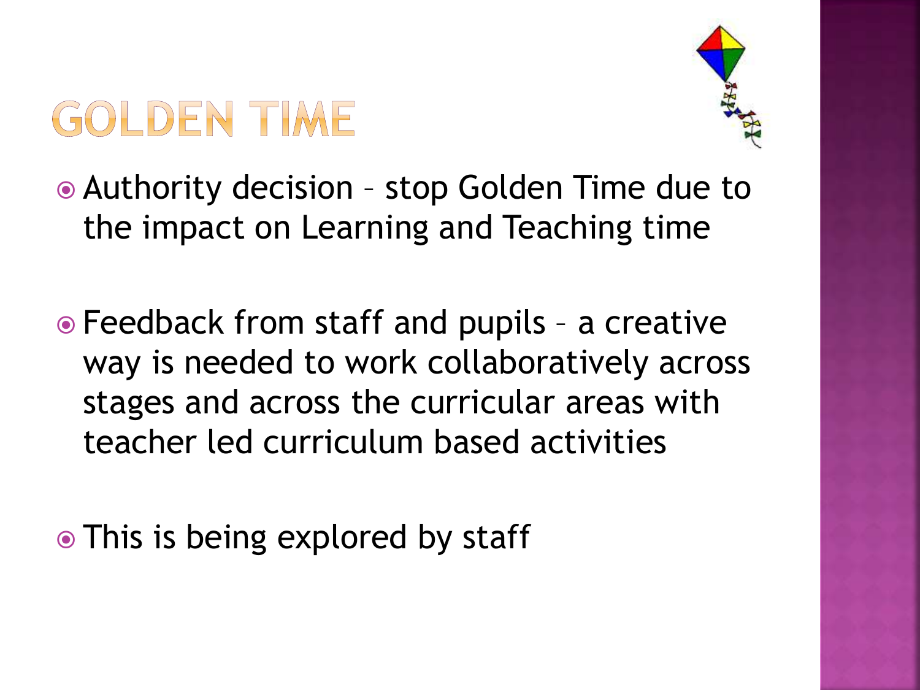# GOLDEN TIME

- Authority decision – stop Golden Time due to the impact on Learning and Teaching time
- Feedback from staff and pupils – a creative way is needed to work collaboratively across stages and across the curricular areas with teacher led curriculum based activities
- This is being explored by staff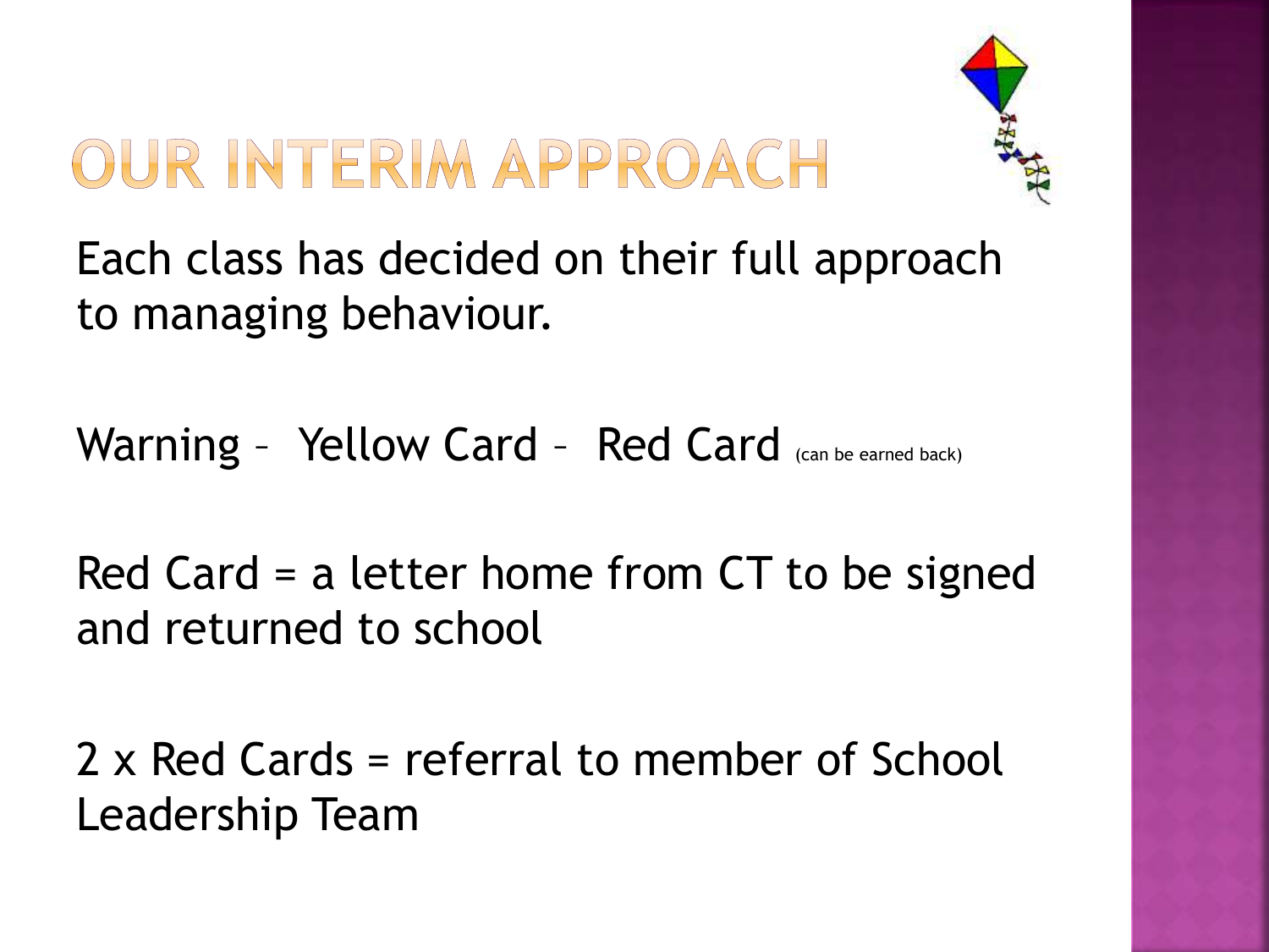# OUR INTERIM APPROACH

Each class has decided on their full approach to managing behaviour.

Warning – Yellow Card – Red Card (can be earned back)

Red Card = a letter home from CT to be signed and returned to school

2 x Red Cards = referral to member of School Leadership Team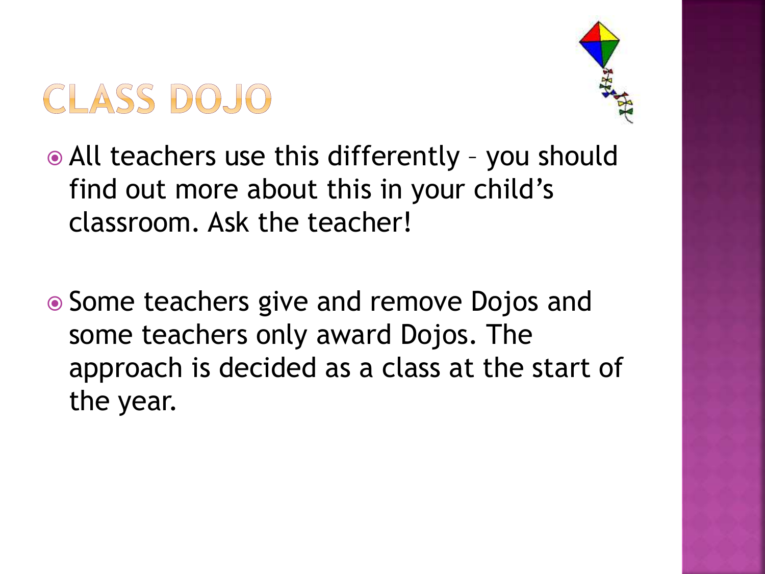# CLASS DOJO

- All teachers use this differently – you should find out more about this in your child's classroom. Ask the teacher!

- Some teachers give and remove Dojos and some teachers only award Dojos. The approach is decided as a class at the start of the year.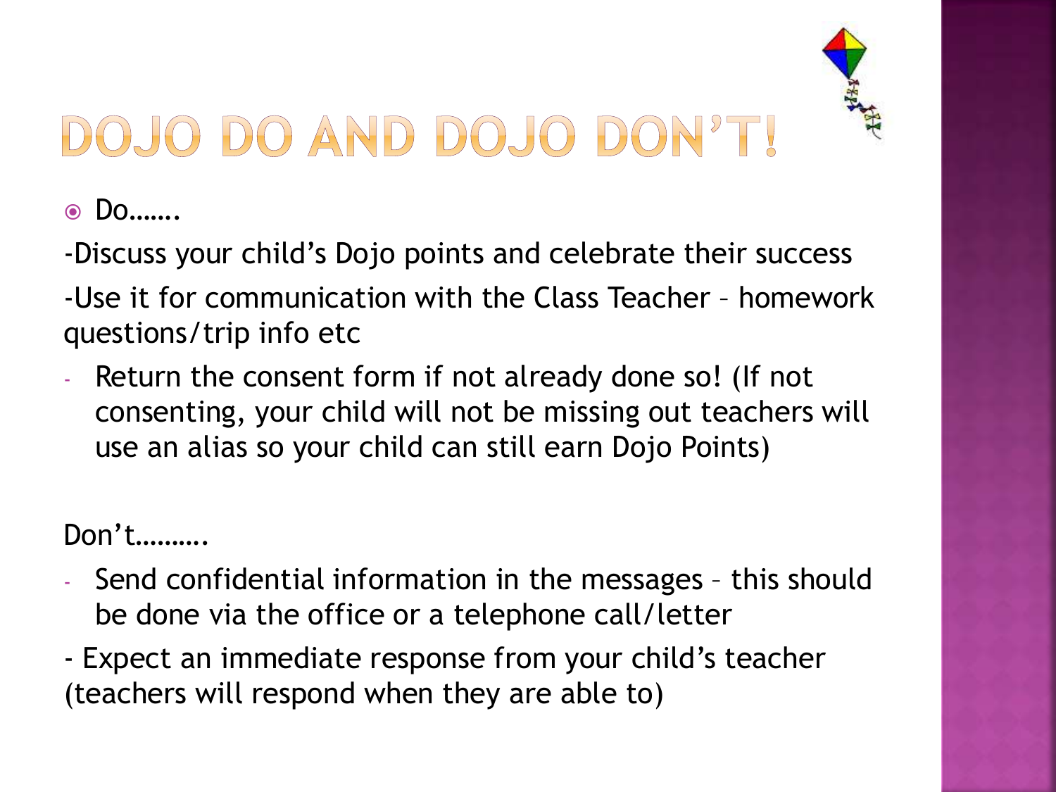# DOJO DO AND DOJO DON'T!

- Do…….

-Discuss your child's Dojo points and celebrate their success

-Use it for communication with the Class Teacher – homework questions/trip info etc

- Return the consent form if not already done so! (If not consenting, your child will not be missing out teachers will use an alias so your child can still earn Dojo Points)

Don't……….

- Send confidential information in the messages – this should be done via the office or a telephone call/letter

- Expect an immediate response from your child's teacher (teachers will respond when they are able to)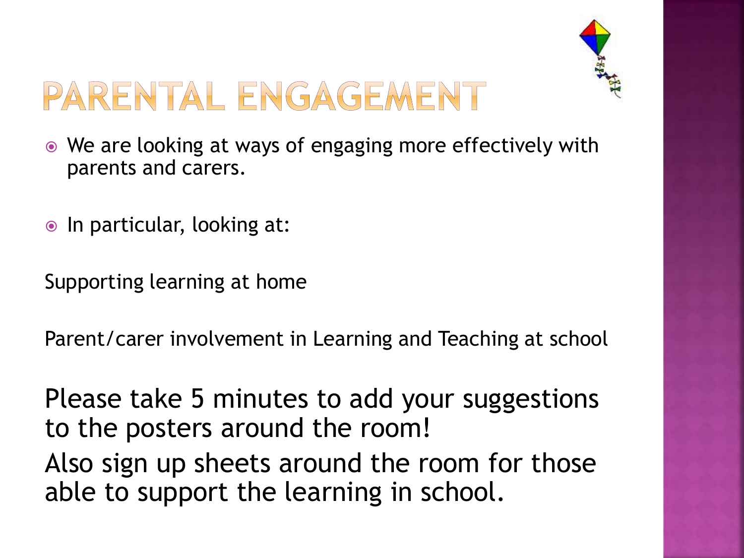# PARENTAL ENGAGEMENT

- We are looking at ways of engaging more effectively with parents and carers.
- In particular, looking at:

Supporting learning at home

Parent/carer involvement in Learning and Teaching at school

Please take 5 minutes to add your suggestions to the posters around the room!

Also sign up sheets around the room for those able to support the learning in school.